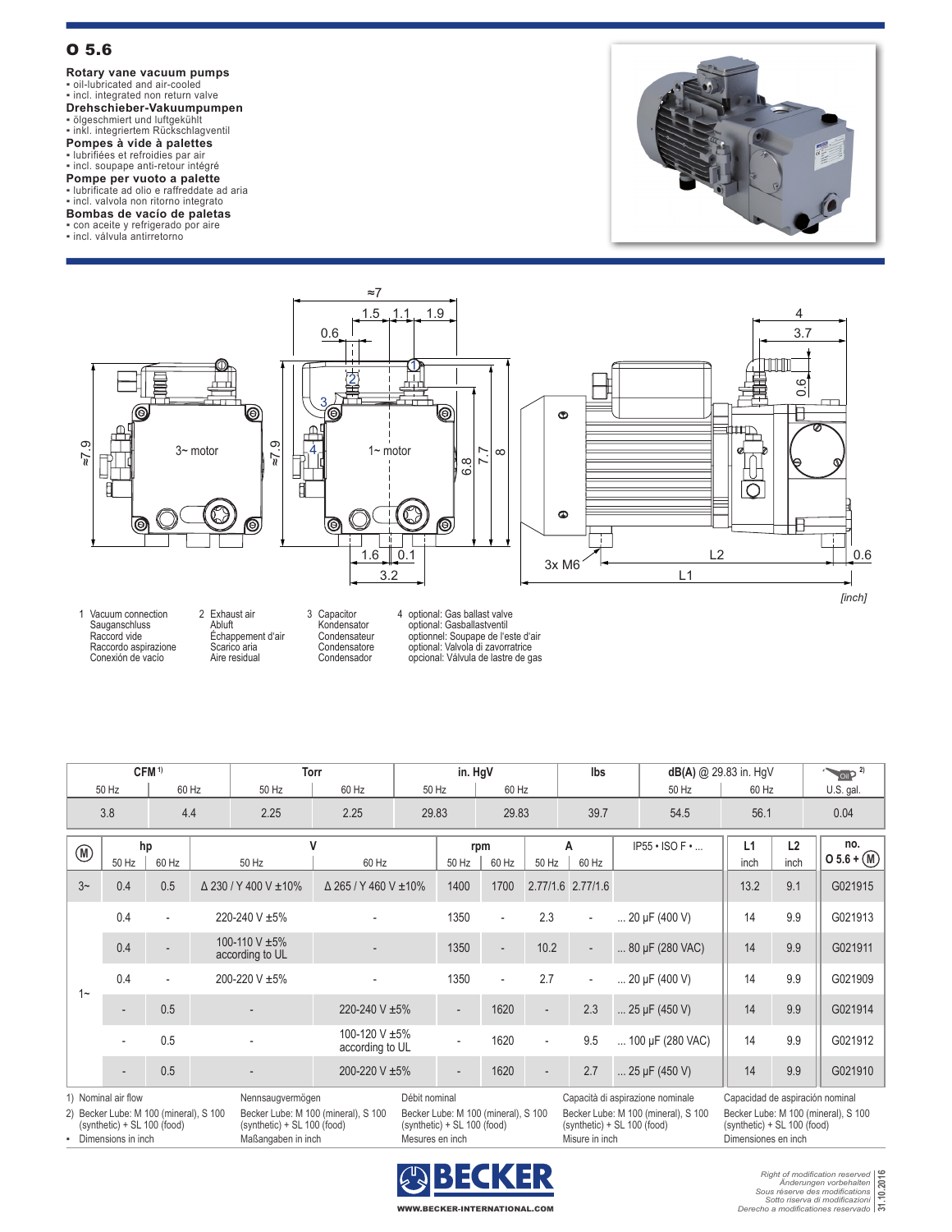# O 5.6

**Rotary vane vacuum pumps**
- oil-lubricated and air-cooled
- incl. integrated non return valve

**Drehschieber-Vakuumpumpen**
- ölgeschmiert und luftgekühlt
- inkl. integriertem Rückschlagventil

**Pompes à vide à palettes**
- lubrifiées et refroidies par air
- incl. soupape anti-retour intégré

**Pompe per vuoto a palette**
- lubrificate ad olio e raffreddate ad aria
- incl. valvola non ritorno integrato

**Bombas de vacío de paletas**
- con aceite y refrigerado por aire
- incl. válvula antirretorno

1 Vacuum connection / Sauganschluss / Raccord vide / Raccordo aspirazione / Conexión de vacío

2 Exhaust air / Abluft / Échappement d'air / Scarico aria / Aire residual

3 Capacitor / Kondensator / Condensateur / Condensatore / Condensador

4 optional: Gas ballast valve / optional: Gasballastventil / optionnel: Soupape de l'este d'air / optional: Valvola di zavorratrice / opcional: Válvula de lastre de gas

[inch]

| CFM [1) ] | | Torr | | in. HgV | | lbs | dB(A) @ 29.83 in. HgV | | Oil [2)] |
|---|---|---|---|---|---|---|---|---|---|
| 50 Hz | 60 Hz | 50 Hz | 60 Hz | 50 Hz | 60 Hz | | 50 Hz | 60 Hz | U.S. gal. |
| 3.8 | 4.4 | 2.25 | 2.25 | 29.83 | 29.83 | 39.7 | 54.5 | 56.1 | 0.04 |

| (M) | hp 50 Hz | hp 60 Hz | V 50 Hz | V 60 Hz | rpm 50 Hz | rpm 60 Hz | A 50 Hz | A 60 Hz | IP55 • ISO F • ... | L1 inch | L2 inch | no. O 5.6 + (M) |
|---|---|---|---|---|---|---|---|---|---|---|---|---|
| 3~ | 0.4 | 0.5 | Δ 230 / Y 400 V ±10% | Δ 265 / Y 460 V ±10% | 1400 | 1700 | 2.77/1.6 | 2.77/1.6 | | 13.2 | 9.1 | G021915 |
| 1~ | 0.4 | - | 220-240 V ±5% | - | 1350 | - | 2.3 | - | ... 20 µF (400 V) | 14 | 9.9 | G021913 |
| 1~ | 0.4 | - | 100-110 V ±5% according to UL | - | 1350 | - | 10.2 | - | ... 80 µF (280 VAC) | 14 | 9.9 | G021911 |
| 1~ | 0.4 | - | 200-220 V ±5% | - | 1350 | - | 2.7 | - | ... 20 µF (400 V) | 14 | 9.9 | G021909 |
| 1~ | - | 0.5 | - | 220-240 V ±5% | - | 1620 | - | 2.3 | ... 25 µF (450 V) | 14 | 9.9 | G021914 |
| 1~ | - | 0.5 | - | 100-120 V ±5% according to UL | - | 1620 | - | 9.5 | ... 100 µF (280 VAC) | 14 | 9.9 | G021912 |
| 1~ | - | 0.5 | - | 200-220 V ±5% | - | 1620 | - | 2.7 | ... 25 µF (450 V) | 14 | 9.9 | G021910 |

1) Nominal air flow / Nennsaugvermögen / Débit nominal / Capacità di aspirazione nominale / Capacidad de aspiración nominal

2) Becker Lube: M 100 (mineral), S 100 (synthetic) + SL 100 (food) / Becker Lube: M 100 (mineral), S 100 (synthetic) + SL 100 (food) / Becker Lube: M 100 (mineral), S 100 (synthetic) + SL 100 (food) / Becker Lube: M 100 (mineral), S 100 (synthetic) + SL 100 (food) / Becker Lube: M 100 (mineral), S 100 (synthetic) + SL 100 (food)

- Dimensions in inch / Maßangaben in inch / Mesures en inch / Misure in inch / Dimensiones en inch

BECKER
WWW.BECKER-INTERNATIONAL.COM

*Right of modification reserved*
*Änderungen vorbehalten*
*Sous réserve des modifications*
*Sotto riserva di modificazioni*
*Derecho a modificationes reservado*
31.10.2016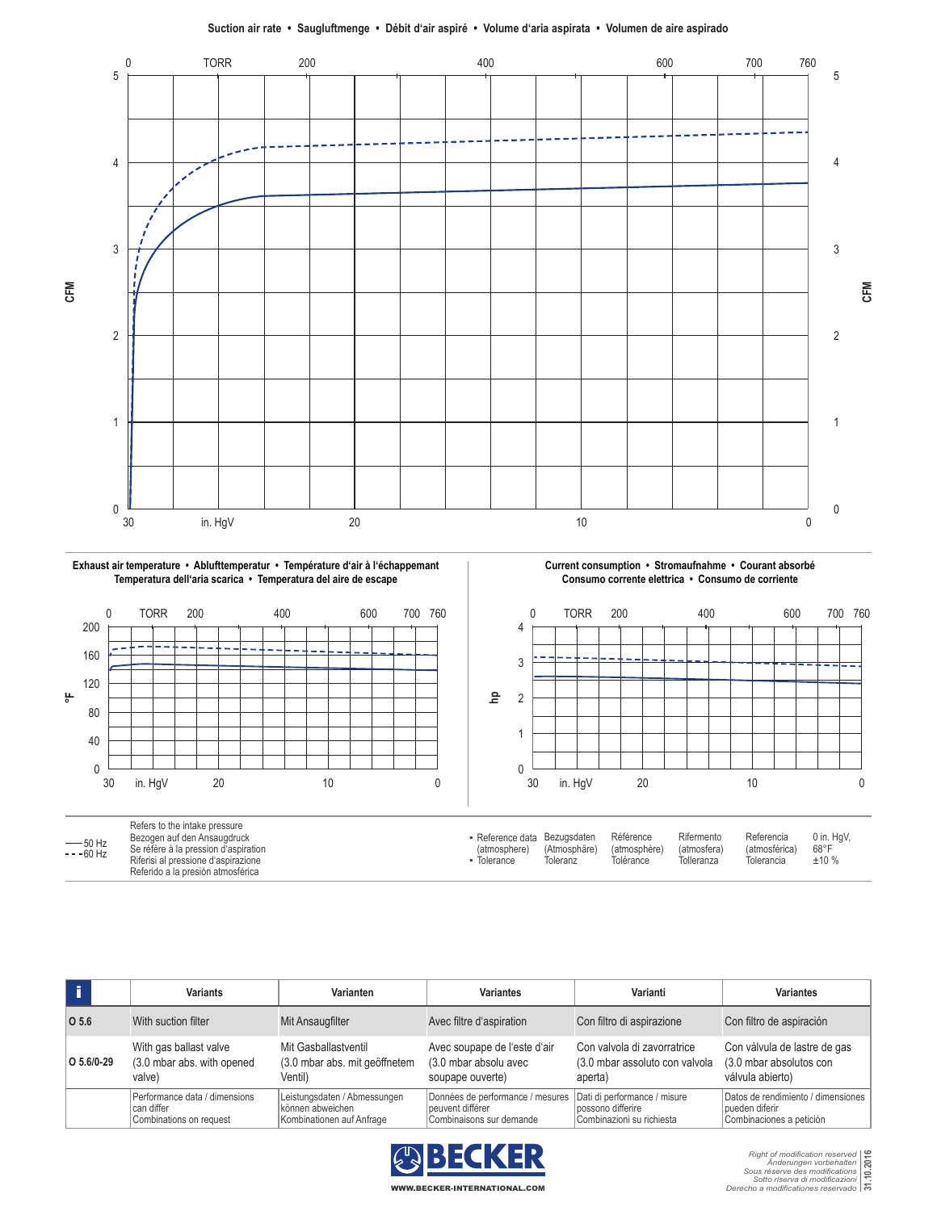**Suction air rate • Saugluftmenge • Débit d'air aspiré • Volume d'aria aspirata • Volumen de aire aspirado**

0 TORR 200 400 600 700 760

CFM

5 4 3 2 1 0

30 in. HgV 20 10 0

**Exhaust air temperature • Ablufttemperatur • Température d'air à l'échappemant**
**Temperatura dell'aria scarica • Temperatura del aire de escape**

0 TORR 200 400 600 700 760

°F

200 160 120 80 40 0

30 in. HgV 20 10 0

**Current consumption • Stromaufnahme • Courant absorbé**
**Consumo corrente elettrica • Consumo de corriente**

0 TORR 200 400 600 700 760

hp

4 3 2 1 0

30 in. HgV 20 10 0

—— 50 Hz
- - - 60 Hz

Refers to the intake pressure
Bezogen auf den Ansaugdruck
Se réfère à la pression d'aspiration
Riferisi al pressione d'aspirazione
Referido a la presión atmosférica

| | | | | | |
|---|---|---|---|---|---|
| ▪ Reference data (atmosphere) | Bezugsdaten (Atmosphäre) | Référence (atmosphère) | Rifermento (atmosfera) | Referencia (atmosférica) | 0 in. HgV, 68°F |
| ▪ Tolerance | Toleranz | Tolérance | Tolleranza | Tolerancia | ±10 % |

| i | Variants | Varianten | Variantes | Varianti | Variantes |
|---|---|---|---|---|---|
| **O 5.6** | With suction filter | Mit Ansaugfilter | Avec filtre d'aspiration | Con filtro di aspirazione | Con filtro de aspiración |
| **O 5.6/0-29** | With gas ballast valve (3.0 mbar abs. with opened valve) | Mit Gasballastventil (3.0 mbar abs. mit geöffnetem Ventil) | Avec soupape de l'este d'air (3.0 mbar absolu avec soupape ouverte) | Con valvola di zavorratrice (3.0 mbar assoluto con valvola aperta) | Con válvula de lastre de gas (3.0 mbar absolutos con válvula abierto) |
| | Performance data / dimensions can differ<br>Combinations on request | Leistungsdaten / Abmessungen können abweichen<br>Kombinationen auf Anfrage | Données de performance / mesures peuvent différer<br>Combinaisons sur demande | Dati di performance / misure possono differire<br>Combinazioni su richiesta | Datos de rendimiento / dimensiones pueden diferir<br>Combinaciones a petición |

BECKER
WWW.BECKER-INTERNATIONAL.COM

*Right of modification reserved*
*Änderungen vorbehalten*
*Sous réserve des modifications*
*Sotto riserva di modificazioni*
*Derecho a modificationes reservado*
31.10.2016